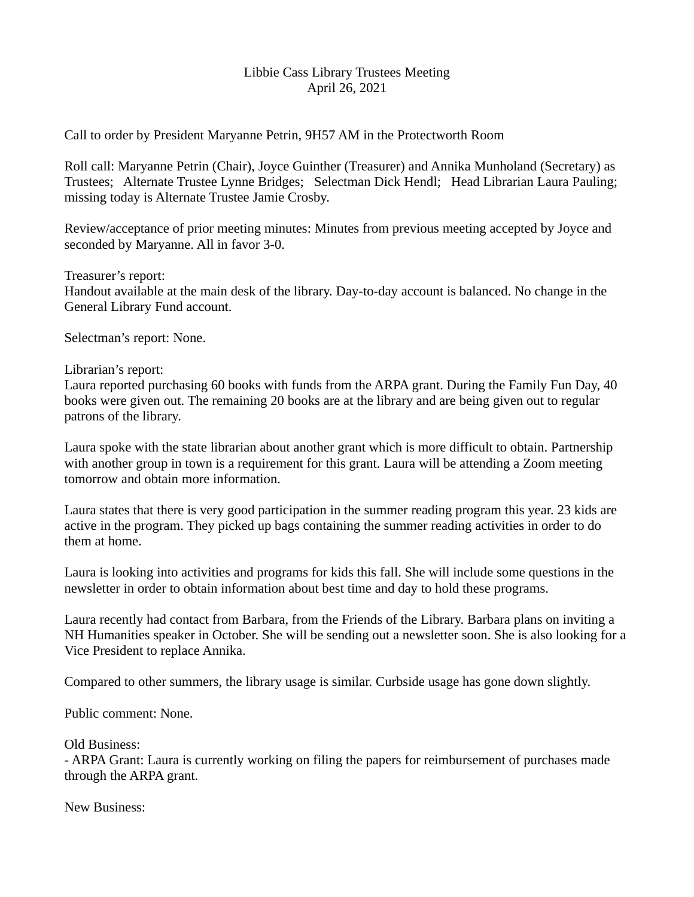# Libbie Cass Library Trustees Meeting
## April 26, 2021

Call to order by President Maryanne Petrin, 9H57 AM in the Protectworth Room

Roll call: Maryanne Petrin (Chair), Joyce Guinther (Treasurer) and Annika Munholand (Secretary) as Trustees; Alternate Trustee Lynne Bridges; Selectman Dick Hendl; Head Librarian Laura Pauling; missing today is Alternate Trustee Jamie Crosby.

Review/acceptance of prior meeting minutes: Minutes from previous meeting accepted by Joyce and seconded by Maryanne. All in favor 3-0.

Treasurer's report:
Handout available at the main desk of the library. Day-to-day account is balanced. No change in the General Library Fund account.

Selectman's report: None.

Librarian's report:
Laura reported purchasing 60 books with funds from the ARPA grant. During the Family Fun Day, 40 books were given out. The remaining 20 books are at the library and are being given out to regular patrons of the library.

Laura spoke with the state librarian about another grant which is more difficult to obtain. Partnership with another group in town is a requirement for this grant. Laura will be attending a Zoom meeting tomorrow and obtain more information.

Laura states that there is very good participation in the summer reading program this year. 23 kids are active in the program. They picked up bags containing the summer reading activities in order to do them at home.

Laura is looking into activities and programs for kids this fall. She will include some questions in the newsletter in order to obtain information about best time and day to hold these programs.

Laura recently had contact from Barbara, from the Friends of the Library. Barbara plans on inviting a NH Humanities speaker in October. She will be sending out a newsletter soon. She is also looking for a Vice President to replace Annika.

Compared to other summers, the library usage is similar. Curbside usage has gone down slightly.

Public comment: None.

Old Business:
- ARPA Grant: Laura is currently working on filing the papers for reimbursement of purchases made through the ARPA grant.

New Business: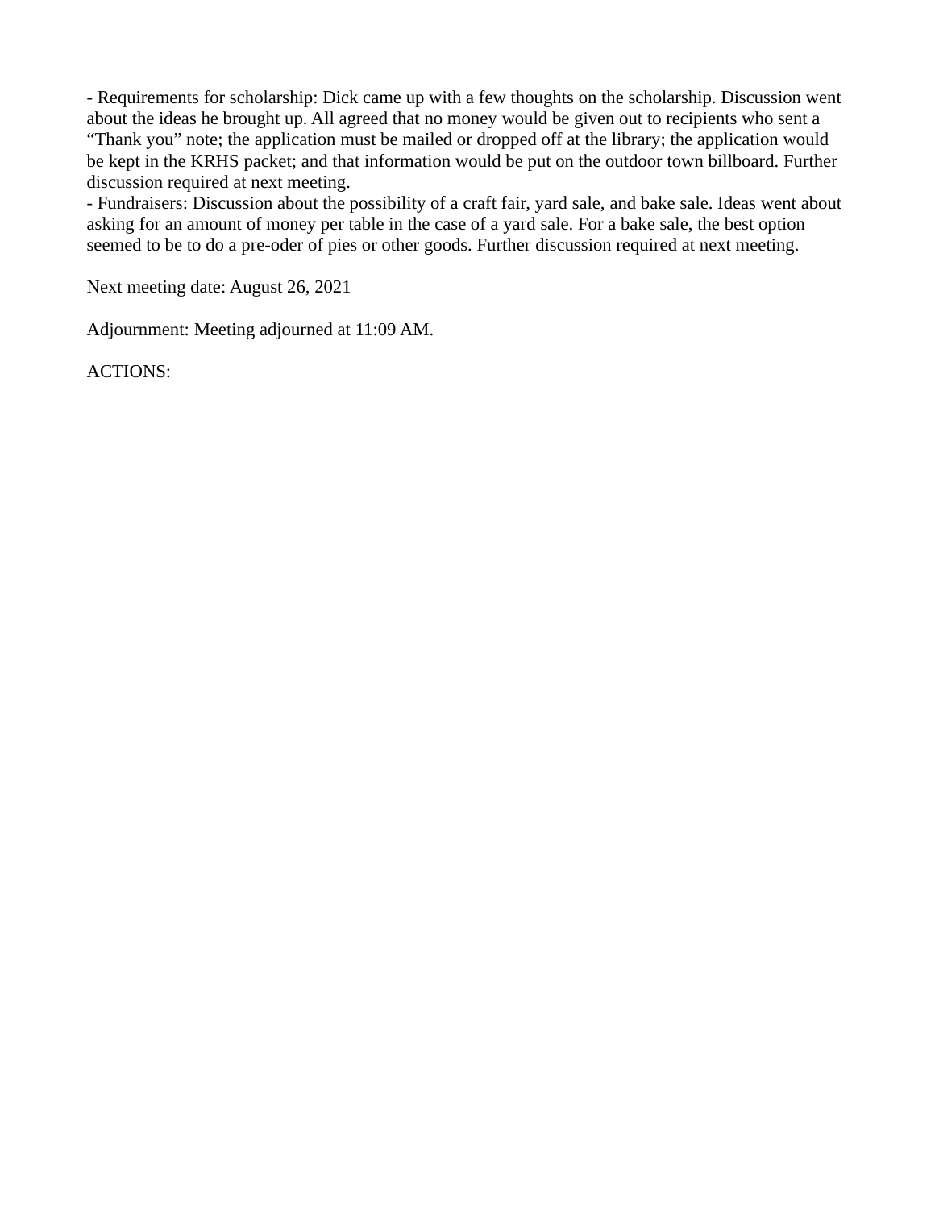- Requirements for scholarship: Dick came up with a few thoughts on the scholarship. Discussion went about the ideas he brought up. All agreed that no money would be given out to recipients who sent a "Thank you" note; the application must be mailed or dropped off at the library; the application would be kept in the KRHS packet; and that information would be put on the outdoor town billboard. Further discussion required at next meeting.
- Fundraisers: Discussion about the possibility of a craft fair, yard sale, and bake sale. Ideas went about asking for an amount of money per table in the case of a yard sale. For a bake sale, the best option seemed to be to do a pre-oder of pies or other goods. Further discussion required at next meeting.

Next meeting date: August 26, 2021

Adjournment: Meeting adjourned at 11:09 AM.

ACTIONS: